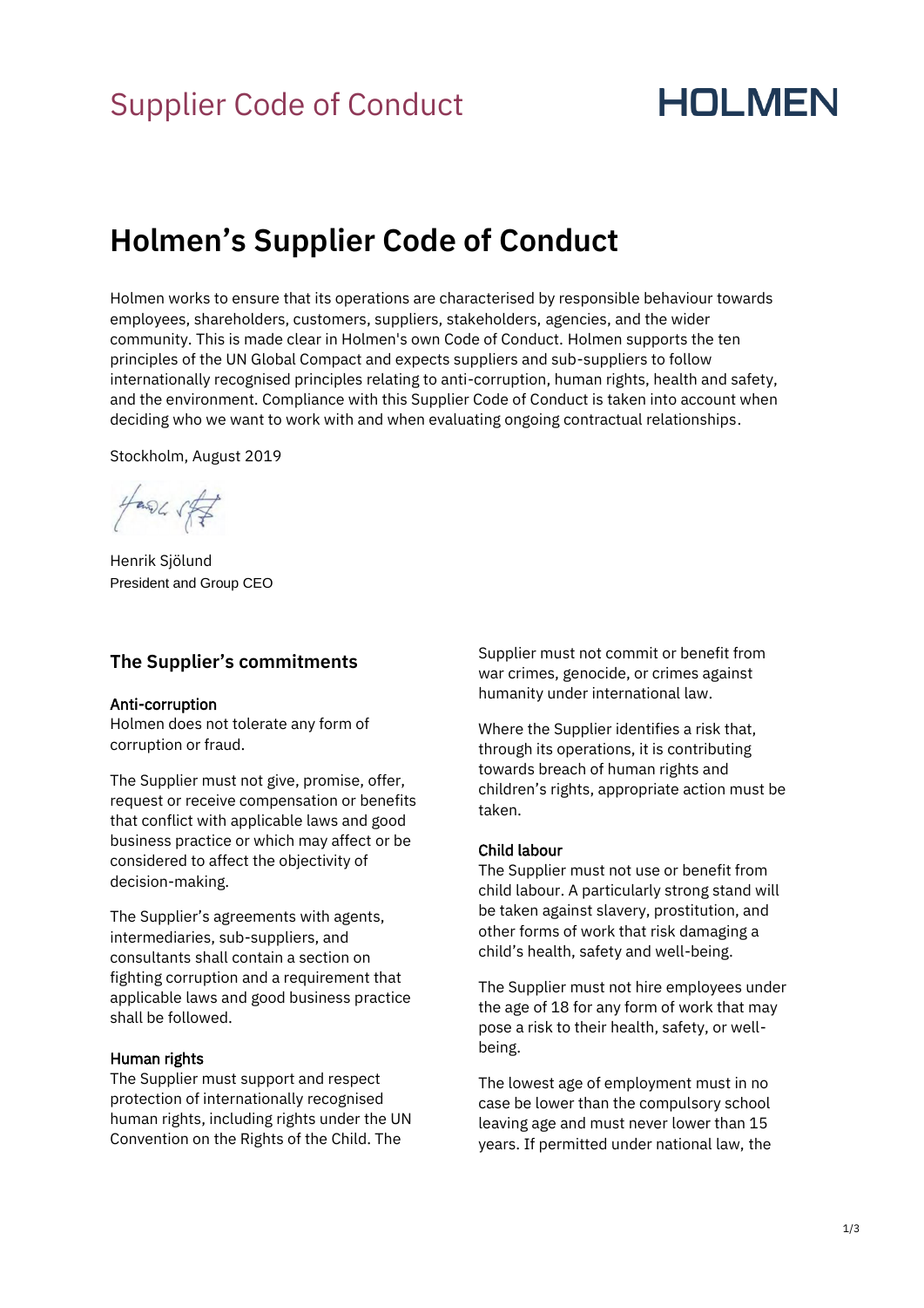# Supplier Code of Conduct

HOLMEN

## Holmen's Supplier Code of Conduct

Holmen works to ensure that its operations are characterised by responsible behaviour towards employees, shareholders, customers, suppliers, stakeholders, agencies, and the wider community. This is made clear in Holmen's own Code of Conduct. Holmen supports the ten principles of the UN Global Compact and expects suppliers and sub-suppliers to follow internationally recognised principles relating to anti-corruption, human rights, health and safety, and the environment. Compliance with this Supplier Code of Conduct is taken into account when deciding who we want to work with and when evaluating ongoing contractual relationships.

Stockholm, August 2019

Henrik Sjölund
President and Group CEO

### The Supplier's commitments

#### Anti-corruption

Holmen does not tolerate any form of corruption or fraud.

The Supplier must not give, promise, offer, request or receive compensation or benefits that conflict with applicable laws and good business practice or which may affect or be considered to affect the objectivity of decision-making.

The Supplier's agreements with agents, intermediaries, sub-suppliers, and consultants shall contain a section on fighting corruption and a requirement that applicable laws and good business practice shall be followed.

#### Human rights

The Supplier must support and respect protection of internationally recognised human rights, including rights under the UN Convention on the Rights of the Child. The Supplier must not commit or benefit from war crimes, genocide, or crimes against humanity under international law.

Where the Supplier identifies a risk that, through its operations, it is contributing towards breach of human rights and children's rights, appropriate action must be taken.

#### Child labour

The Supplier must not use or benefit from child labour. A particularly strong stand will be taken against slavery, prostitution, and other forms of work that risk damaging a child's health, safety and well-being.

The Supplier must not hire employees under the age of 18 for any form of work that may pose a risk to their health, safety, or well-being.

The lowest age of employment must in no case be lower than the compulsory school leaving age and must never lower than 15 years. If permitted under national law, the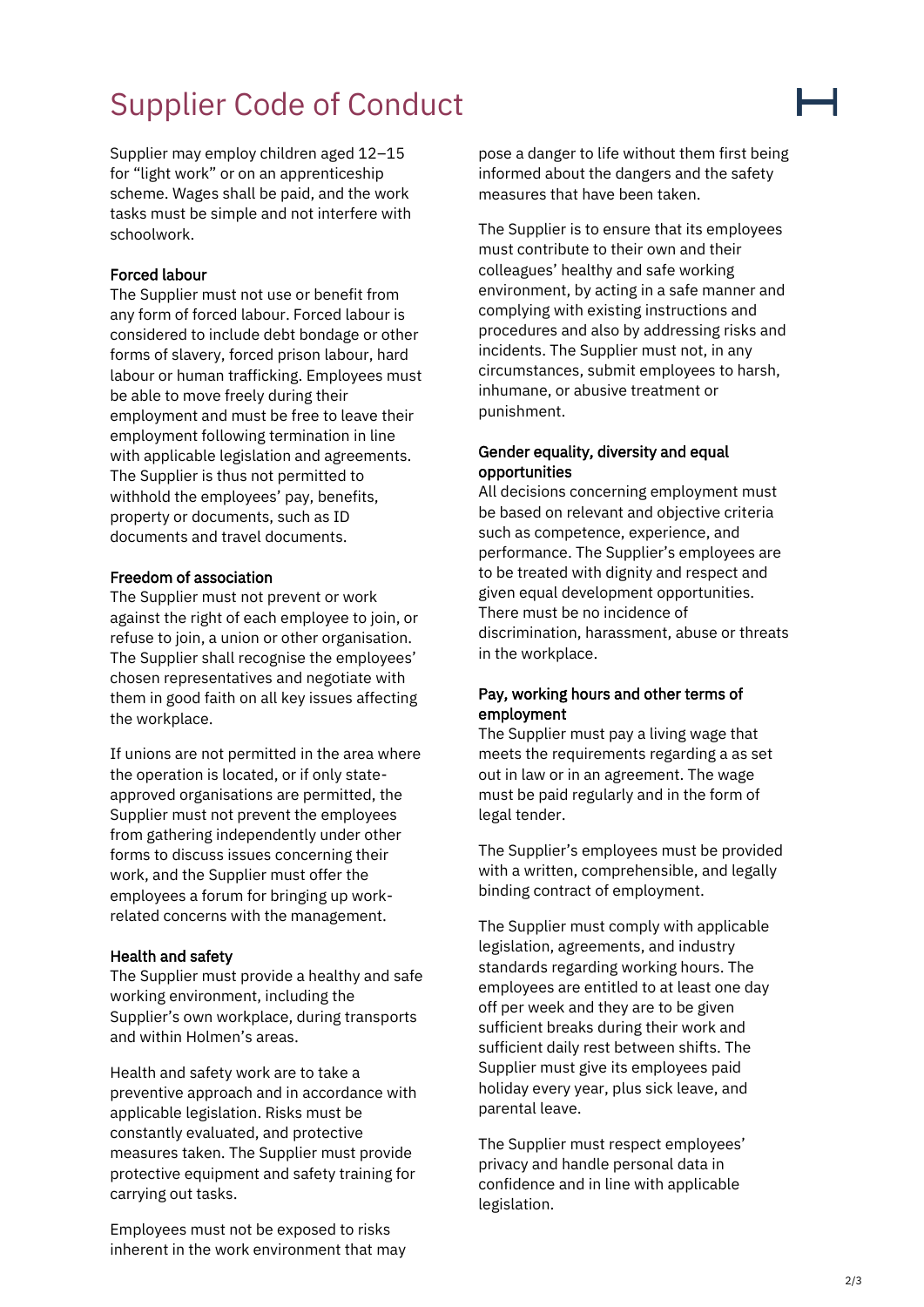# Supplier Code of Conduct

Supplier may employ children aged 12–15 for "light work" or on an apprenticeship scheme. Wages shall be paid, and the work tasks must be simple and not interfere with schoolwork.

**Forced labour**
The Supplier must not use or benefit from any form of forced labour. Forced labour is considered to include debt bondage or other forms of slavery, forced prison labour, hard labour or human trafficking. Employees must be able to move freely during their employment and must be free to leave their employment following termination in line with applicable legislation and agreements. The Supplier is thus not permitted to withhold the employees' pay, benefits, property or documents, such as ID documents and travel documents.

**Freedom of association**
The Supplier must not prevent or work against the right of each employee to join, or refuse to join, a union or other organisation. The Supplier shall recognise the employees' chosen representatives and negotiate with them in good faith on all key issues affecting the workplace.

If unions are not permitted in the area where the operation is located, or if only state-approved organisations are permitted, the Supplier must not prevent the employees from gathering independently under other forms to discuss issues concerning their work, and the Supplier must offer the employees a forum for bringing up work-related concerns with the management.

**Health and safety**
The Supplier must provide a healthy and safe working environment, including the Supplier's own workplace, during transports and within Holmen's areas.

Health and safety work are to take a preventive approach and in accordance with applicable legislation. Risks must be constantly evaluated, and protective measures taken. The Supplier must provide protective equipment and safety training for carrying out tasks.

Employees must not be exposed to risks inherent in the work environment that may pose a danger to life without them first being informed about the dangers and the safety measures that have been taken.

The Supplier is to ensure that its employees must contribute to their own and their colleagues' healthy and safe working environment, by acting in a safe manner and complying with existing instructions and procedures and also by addressing risks and incidents. The Supplier must not, in any circumstances, submit employees to harsh, inhumane, or abusive treatment or punishment.

**Gender equality, diversity and equal opportunities**
All decisions concerning employment must be based on relevant and objective criteria such as competence, experience, and performance. The Supplier's employees are to be treated with dignity and respect and given equal development opportunities. There must be no incidence of discrimination, harassment, abuse or threats in the workplace.

**Pay, working hours and other terms of employment**
The Supplier must pay a living wage that meets the requirements regarding a as set out in law or in an agreement. The wage must be paid regularly and in the form of legal tender.

The Supplier's employees must be provided with a written, comprehensible, and legally binding contract of employment.

The Supplier must comply with applicable legislation, agreements, and industry standards regarding working hours. The employees are entitled to at least one day off per week and they are to be given sufficient breaks during their work and sufficient daily rest between shifts. The Supplier must give its employees paid holiday every year, plus sick leave, and parental leave.

The Supplier must respect employees' privacy and handle personal data in confidence and in line with applicable legislation.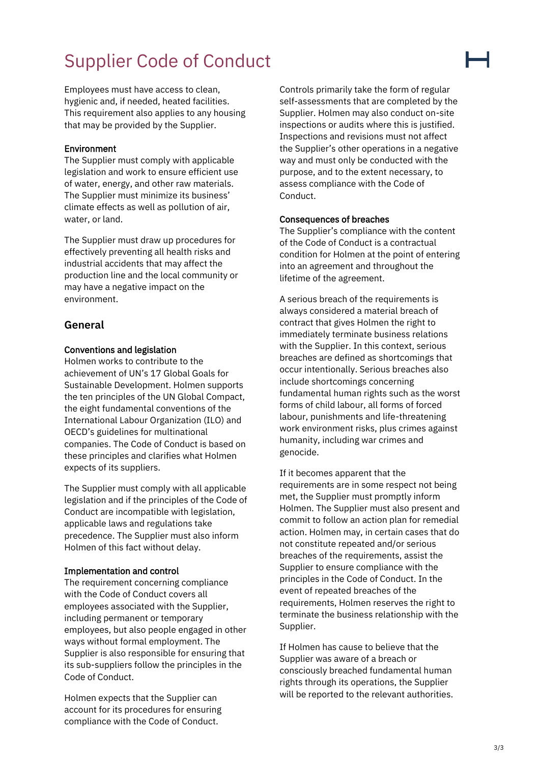# Supplier Code of Conduct

Employees must have access to clean, hygienic and, if needed, heated facilities. This requirement also applies to any housing that may be provided by the Supplier.

### Environment

The Supplier must comply with applicable legislation and work to ensure efficient use of water, energy, and other raw materials. The Supplier must minimize its business' climate effects as well as pollution of air, water, or land.

The Supplier must draw up procedures for effectively preventing all health risks and industrial accidents that may affect the production line and the local community or may have a negative impact on the environment.

## General

### Conventions and legislation

Holmen works to contribute to the achievement of UN's 17 Global Goals for Sustainable Development. Holmen supports the ten principles of the UN Global Compact, the eight fundamental conventions of the International Labour Organization (ILO) and OECD's guidelines for multinational companies. The Code of Conduct is based on these principles and clarifies what Holmen expects of its suppliers.

The Supplier must comply with all applicable legislation and if the principles of the Code of Conduct are incompatible with legislation, applicable laws and regulations take precedence. The Supplier must also inform Holmen of this fact without delay.

### Implementation and control

The requirement concerning compliance with the Code of Conduct covers all employees associated with the Supplier, including permanent or temporary employees, but also people engaged in other ways without formal employment. The Supplier is also responsible for ensuring that its sub-suppliers follow the principles in the Code of Conduct.

Holmen expects that the Supplier can account for its procedures for ensuring compliance with the Code of Conduct.

Controls primarily take the form of regular self-assessments that are completed by the Supplier. Holmen may also conduct on-site inspections or audits where this is justified. Inspections and revisions must not affect the Supplier's other operations in a negative way and must only be conducted with the purpose, and to the extent necessary, to assess compliance with the Code of Conduct.

### Consequences of breaches

The Supplier's compliance with the content of the Code of Conduct is a contractual condition for Holmen at the point of entering into an agreement and throughout the lifetime of the agreement.

A serious breach of the requirements is always considered a material breach of contract that gives Holmen the right to immediately terminate business relations with the Supplier. In this context, serious breaches are defined as shortcomings that occur intentionally. Serious breaches also include shortcomings concerning fundamental human rights such as the worst forms of child labour, all forms of forced labour, punishments and life-threatening work environment risks, plus crimes against humanity, including war crimes and genocide.

If it becomes apparent that the requirements are in some respect not being met, the Supplier must promptly inform Holmen. The Supplier must also present and commit to follow an action plan for remedial action. Holmen may, in certain cases that do not constitute repeated and/or serious breaches of the requirements, assist the Supplier to ensure compliance with the principles in the Code of Conduct. In the event of repeated breaches of the requirements, Holmen reserves the right to terminate the business relationship with the Supplier.

If Holmen has cause to believe that the Supplier was aware of a breach or consciously breached fundamental human rights through its operations, the Supplier will be reported to the relevant authorities.